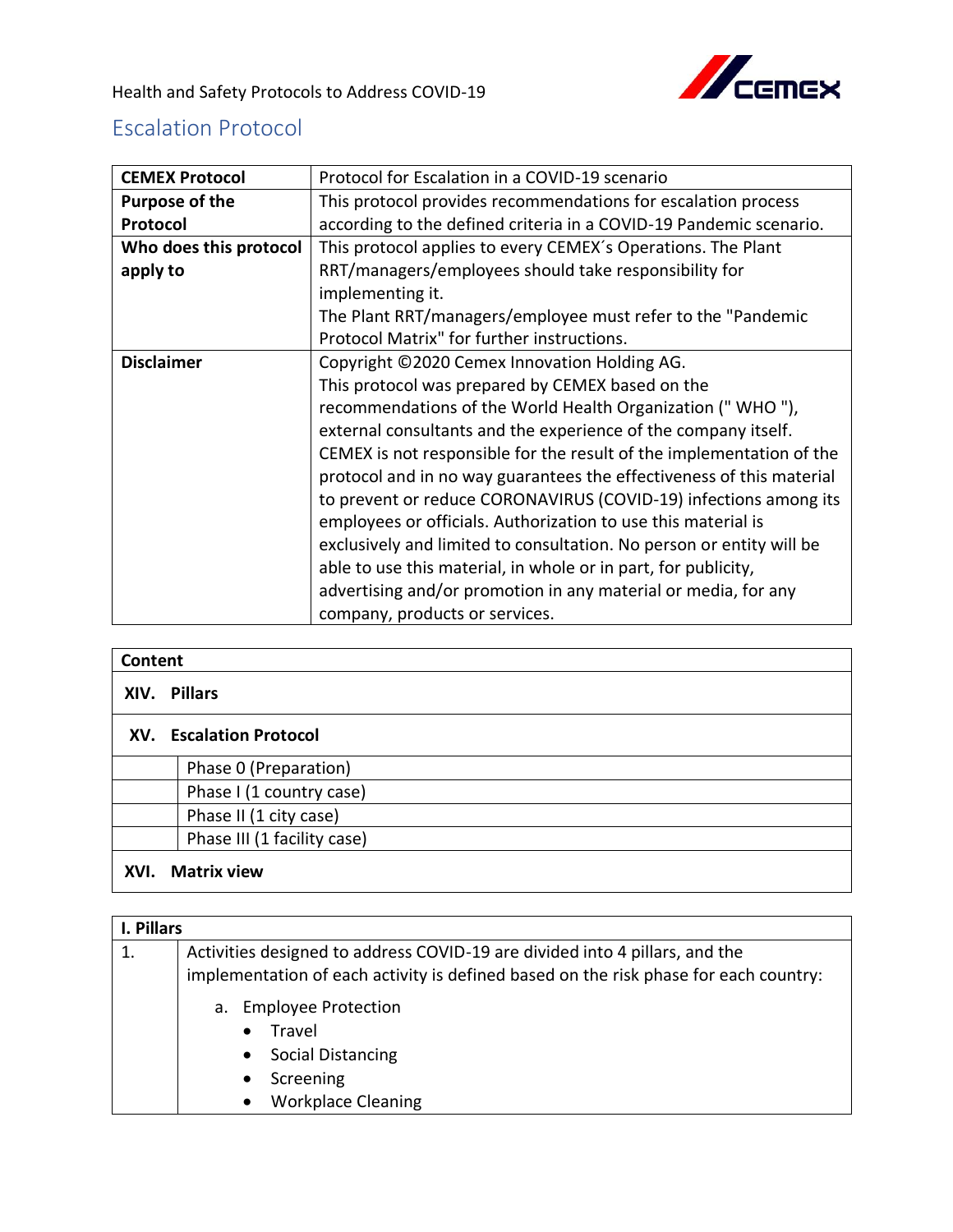Health and Safety Protocols to Address COVID-19

## Escalation Protocol

| **CEMEX Protocol** | Protocol for Escalation in a COVID-19 scenario |
|---|---|
| **Purpose of the Protocol** | This protocol provides recommendations for escalation process according to the defined criteria in a COVID-19 Pandemic scenario. |
| **Who does this protocol apply to** | This protocol applies to every CEMEX´s Operations. The Plant RRT/managers/employees should take responsibility for implementing it.<br>The Plant RRT/managers/employee must refer to the "Pandemic Protocol Matrix" for further instructions. |
| **Disclaimer** | Copyright ©2020 Cemex Innovation Holding AG.<br>This protocol was prepared by CEMEX based on the recommendations of the World Health Organization (" WHO "), external consultants and the experience of the company itself. CEMEX is not responsible for the result of the implementation of the protocol and in no way guarantees the effectiveness of this material to prevent or reduce CORONAVIRUS (COVID-19) infections among its employees or officials. Authorization to use this material is exclusively and limited to consultation. No person or entity will be able to use this material, in whole or in part, for publicity, advertising and/or promotion in any material or media, for any company, products or services. |

| **Content** | |
|---|---|
| **XIV.** | **Pillars** |
| **XV.** | **Escalation Protocol** |
| | Phase 0 (Preparation) |
| | Phase I (1 country case) |
| | Phase II (1 city case) |
| | Phase III (1 facility case) |
| **XVI.** | **Matrix view** |

| **I. Pillars** | |
|---|---|
| 1. | Activities designed to address COVID-19 are divided into 4 pillars, and the implementation of each activity is defined based on the risk phase for each country:<br><br>a. Employee Protection<br>• Travel<br>• Social Distancing<br>• Screening<br>• Workplace Cleaning |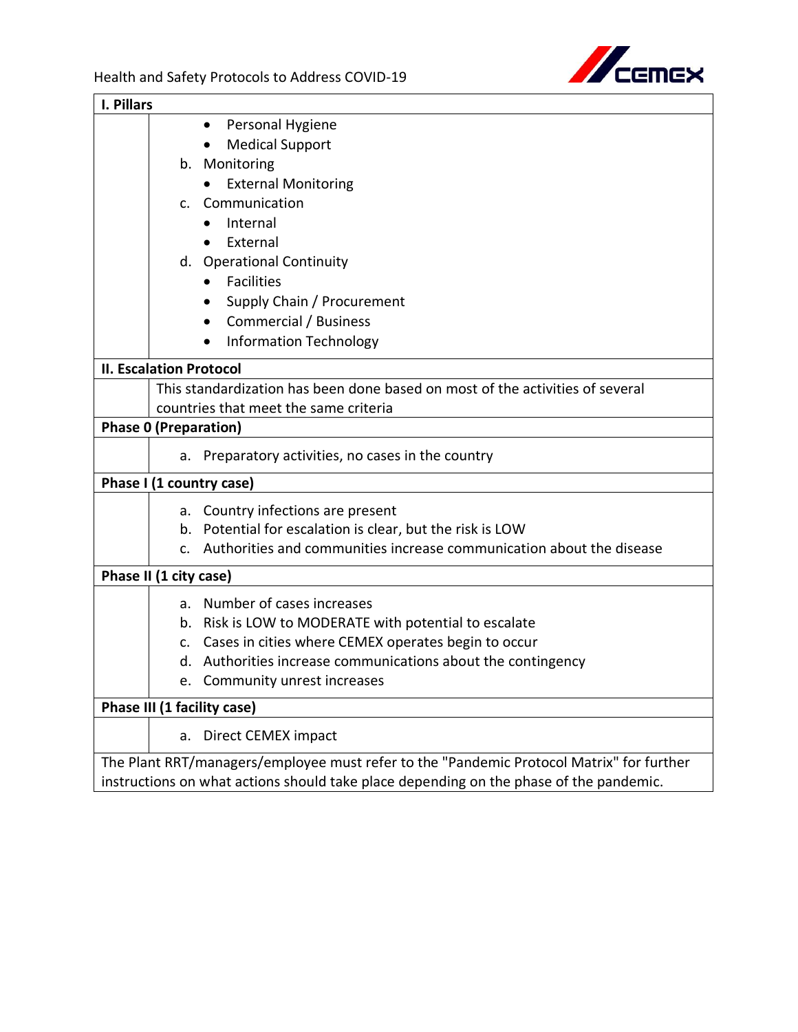## I. Pillars

- Personal Hygiene
- Medical Support

b. Monitoring

- External Monitoring

c. Communication

- Internal
- External

d. Operational Continuity

- Facilities
- Supply Chain / Procurement
- Commercial / Business
- Information Technology

## II. Escalation Protocol

This standardization has been done based on most of the activities of several countries that meet the same criteria

**Phase 0 (Preparation)**

a. Preparatory activities, no cases in the country

**Phase I (1 country case)**

a. Country infections are present
b. Potential for escalation is clear, but the risk is LOW
c. Authorities and communities increase communication about the disease

**Phase II (1 city case)**

a. Number of cases increases
b. Risk is LOW to MODERATE with potential to escalate
c. Cases in cities where CEMEX operates begin to occur
d. Authorities increase communications about the contingency
e. Community unrest increases

**Phase III (1 facility case)**

a. Direct CEMEX impact

The Plant RRT/managers/employee must refer to the "Pandemic Protocol Matrix" for further instructions on what actions should take place depending on the phase of the pandemic.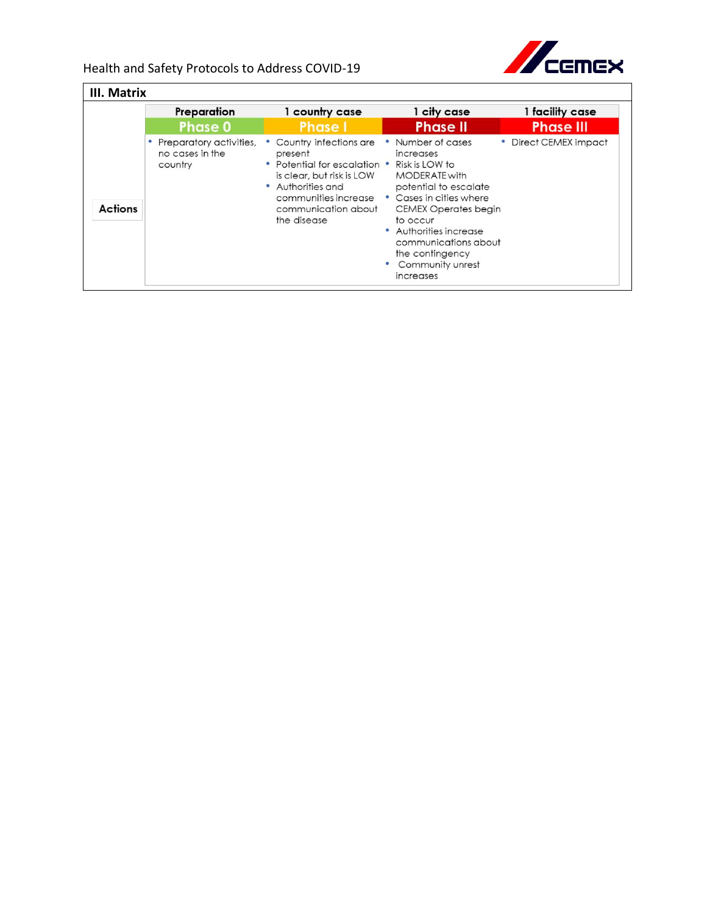## III. Matrix

| | Preparation<br>Phase 0 | 1 country case<br>Phase I | 1 city case<br>Phase II | 1 facility case<br>Phase III |
|---|---|---|---|---|
| **Actions** | • Preparatory activities, no cases in the country | • Country infections are present<br>• Potential for escalation is clear, but risk is LOW<br>• Authorities and communities increase communication about the disease | • Number of cases increases<br>• Risk is LOW to MODERATE with potential to escalate<br>• Cases in cities where CEMEX Operates begin to occur<br>• Authorities increase communications about the contingency<br>• Community unrest increases | • Direct CEMEX impact |